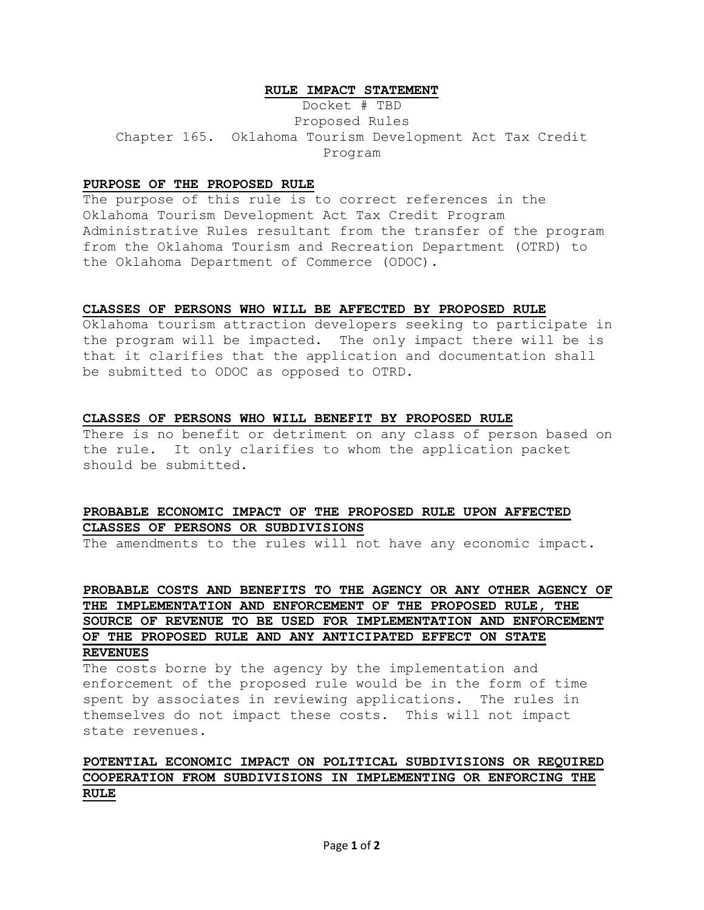# RULE IMPACT STATEMENT

Docket # TBD
Proposed Rules
Chapter 165. Oklahoma Tourism Development Act Tax Credit Program

## PURPOSE OF THE PROPOSED RULE

The purpose of this rule is to correct references in the Oklahoma Tourism Development Act Tax Credit Program Administrative Rules resultant from the transfer of the program from the Oklahoma Tourism and Recreation Department (OTRD) to the Oklahoma Department of Commerce (ODOC).

## CLASSES OF PERSONS WHO WILL BE AFFECTED BY PROPOSED RULE

Oklahoma tourism attraction developers seeking to participate in the program will be impacted. The only impact there will be is that it clarifies that the application and documentation shall be submitted to ODOC as opposed to OTRD.

## CLASSES OF PERSONS WHO WILL BENEFIT BY PROPOSED RULE

There is no benefit or detriment on any class of person based on the rule. It only clarifies to whom the application packet should be submitted.

## PROBABLE ECONOMIC IMPACT OF THE PROPOSED RULE UPON AFFECTED CLASSES OF PERSONS OR SUBDIVISIONS

The amendments to the rules will not have any economic impact.

## PROBABLE COSTS AND BENEFITS TO THE AGENCY OR ANY OTHER AGENCY OF THE IMPLEMENTATION AND ENFORCEMENT OF THE PROPOSED RULE, THE SOURCE OF REVENUE TO BE USED FOR IMPLEMENTATION AND ENFORCEMENT OF THE PROPOSED RULE AND ANY ANTICIPATED EFFECT ON STATE REVENUES

The costs borne by the agency by the implementation and enforcement of the proposed rule would be in the form of time spent by associates in reviewing applications. The rules in themselves do not impact these costs. This will not impact state revenues.

## POTENTIAL ECONOMIC IMPACT ON POLITICAL SUBDIVISIONS OR REQUIRED COOPERATION FROM SUBDIVISIONS IN IMPLEMENTING OR ENFORCING THE RULE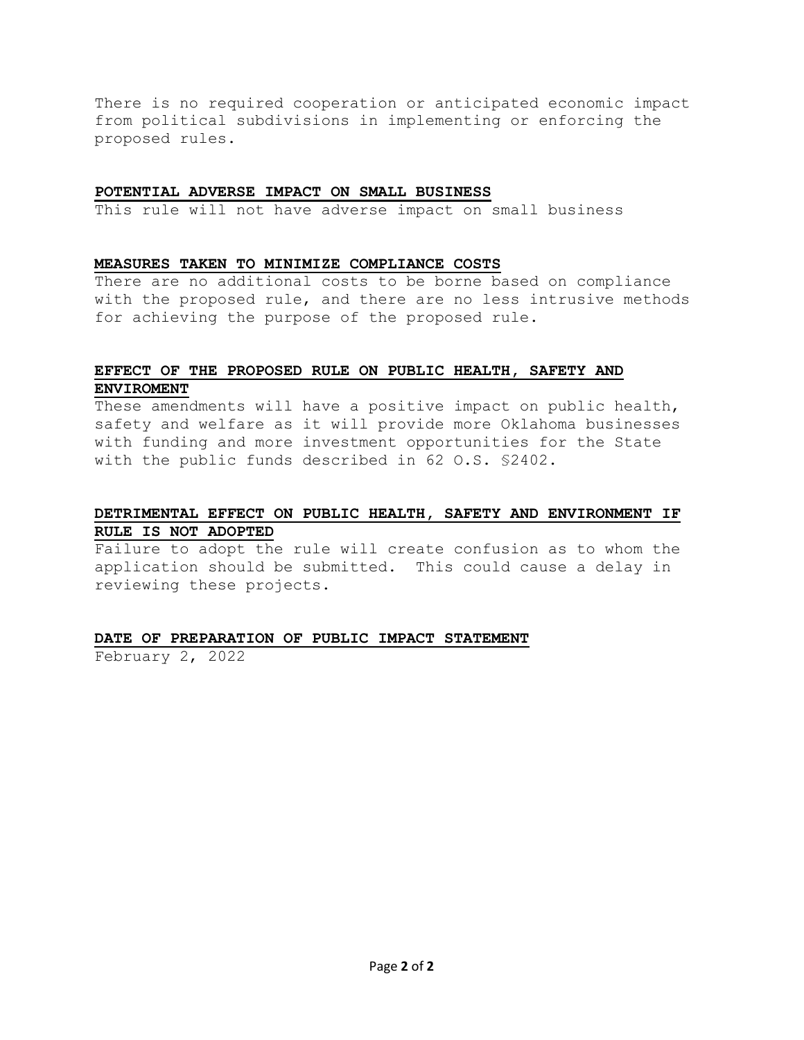There is no required cooperation or anticipated economic impact from political subdivisions in implementing or enforcing the proposed rules.

**POTENTIAL ADVERSE IMPACT ON SMALL BUSINESS**

This rule will not have adverse impact on small business

**MEASURES TAKEN TO MINIMIZE COMPLIANCE COSTS**

There are no additional costs to be borne based on compliance with the proposed rule, and there are no less intrusive methods for achieving the purpose of the proposed rule.

**EFFECT OF THE PROPOSED RULE ON PUBLIC HEALTH, SAFETY AND ENVIROMENT**

These amendments will have a positive impact on public health, safety and welfare as it will provide more Oklahoma businesses with funding and more investment opportunities for the State with the public funds described in 62 O.S. §2402.

**DETRIMENTAL EFFECT ON PUBLIC HEALTH, SAFETY AND ENVIRONMENT IF RULE IS NOT ADOPTED**

Failure to adopt the rule will create confusion as to whom the application should be submitted.  This could cause a delay in reviewing these projects.

**DATE OF PREPARATION OF PUBLIC IMPACT STATEMENT**

February 2, 2022